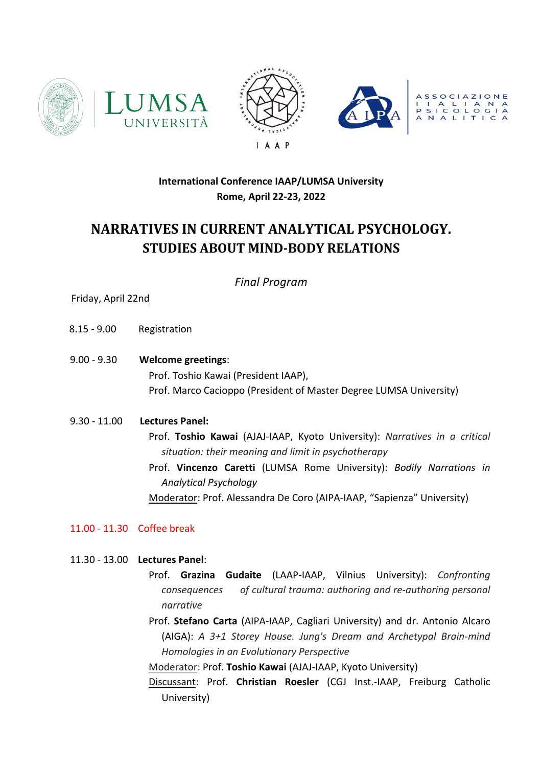International Conference IAAP/LUMSA University
Rome, April 22-23, 2022

# NARRATIVES IN CURRENT ANALYTICAL PSYCHOLOGY. STUDIES ABOUT MIND-BODY RELATIONS

*Final Program*

Friday, April 22nd

8.15 - 9.00 Registration

9.00 - 9.30 **Welcome greetings**:
Prof. Toshio Kawai (President IAAP),
Prof. Marco Cacioppo (President of Master Degree LUMSA University)

9.30 - 11.00 **Lectures Panel:**
Prof. **Toshio Kawai** (AJAJ-IAAP, Kyoto University): *Narratives in a critical situation: their meaning and limit in psychotherapy*
Prof. **Vincenzo Caretti** (LUMSA Rome University): *Bodily Narrations in Analytical Psychology*
Moderator: Prof. Alessandra De Coro (AIPA-IAAP, "Sapienza" University)

11.00 - 11.30 Coffee break

11.30 - 13.00 **Lectures Panel**:
Prof. **Grazina Gudaite** (LAAP-IAAP, Vilnius University): *Confronting consequences of cultural trauma: authoring and re-authoring personal narrative*
Prof. **Stefano Carta** (AIPA-IAAP, Cagliari University) and dr. Antonio Alcaro (AIGA): *A 3+1 Storey House. Jung's Dream and Archetypal Brain-mind Homologies in an Evolutionary Perspective*
Moderator: Prof. **Toshio Kawai** (AJAJ-IAAP, Kyoto University)
Discussant: Prof. **Christian Roesler** (CGJ Inst.-IAAP, Freiburg Catholic University)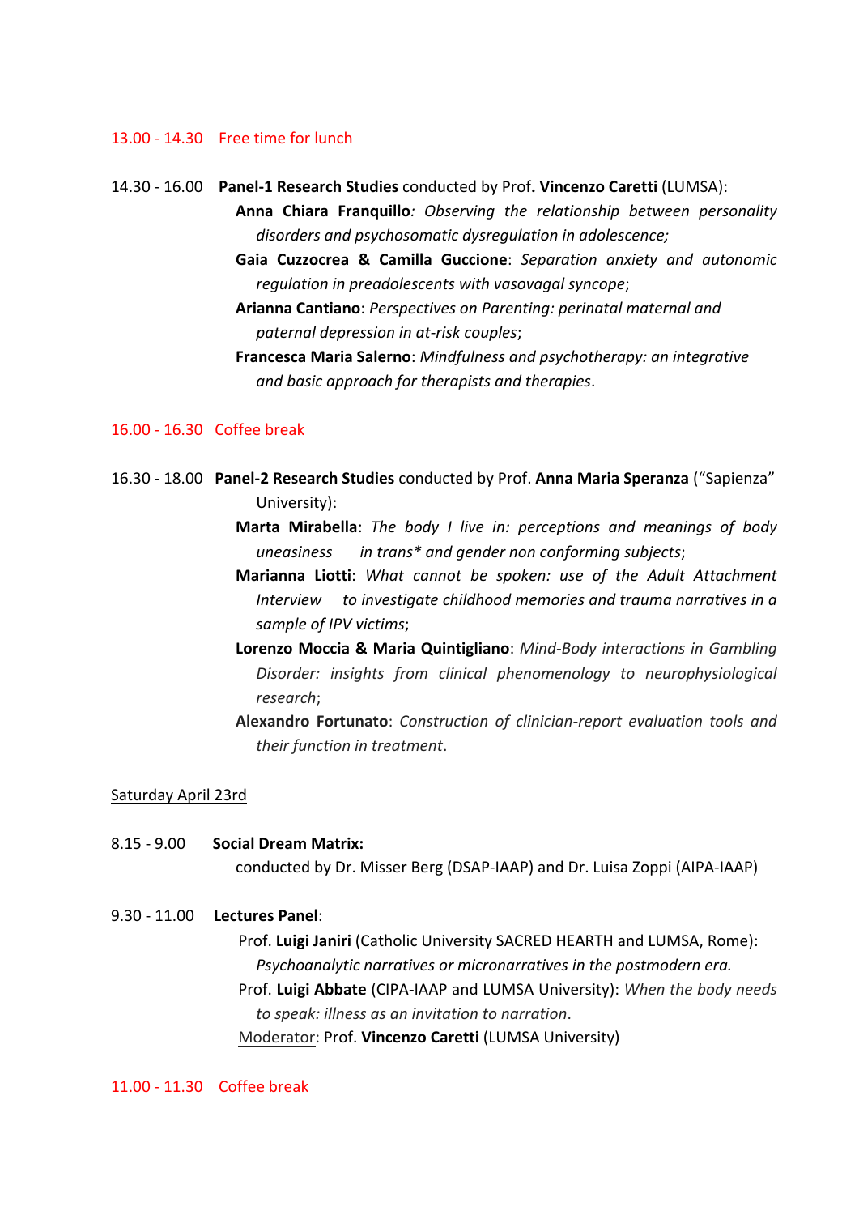13.00 - 14.30 Free time for lunch

14.30 - 16.00 **Panel-1 Research Studies** conducted by Prof**. Vincenzo Caretti** (LUMSA):

- **Anna Chiara Franquillo***: Observing the relationship between personality disorders and psychosomatic dysregulation in adolescence;*
- **Gaia Cuzzocrea & Camilla Guccione**: *Separation anxiety and autonomic regulation in preadolescents with vasovagal syncope*;
- **Arianna Cantiano**: *Perspectives on Parenting: perinatal maternal and paternal depression in at-risk couples*;
- **Francesca Maria Salerno**: *Mindfulness and psychotherapy: an integrative and basic approach for therapists and therapies*.

16.00 - 16.30 Coffee break

16.30 - 18.00 **Panel-2 Research Studies** conducted by Prof. **Anna Maria Speranza** ("Sapienza" University):

- **Marta Mirabella**: *The body I live in: perceptions and meanings of body uneasiness in trans* and gender non conforming subjects*;
- **Marianna Liotti**: *What cannot be spoken: use of the Adult Attachment Interview to investigate childhood memories and trauma narratives in a sample of IPV victims*;
- **Lorenzo Moccia & Maria Quintigliano**: *Mind-Body interactions in Gambling Disorder: insights from clinical phenomenology to neurophysiological research*;
- **Alexandro Fortunato**: *Construction of clinician-report evaluation tools and their function in treatment*.

<u>Saturday April 23rd</u>

8.15 - 9.00 **Social Dream Matrix:**
conducted by Dr. Misser Berg (DSAP-IAAP) and Dr. Luisa Zoppi (AIPA-IAAP)

9.30 - 11.00 **Lectures Panel**:

Prof. **Luigi Janiri** (Catholic University SACRED HEARTH and LUMSA, Rome): *Psychoanalytic narratives or micronarratives in the postmodern era.*

Prof. **Luigi Abbate** (CIPA-IAAP and LUMSA University): *When the body needs to speak: illness as an invitation to narration*.

<u>Moderator</u>: Prof. **Vincenzo Caretti** (LUMSA University)

11.00 - 11.30 Coffee break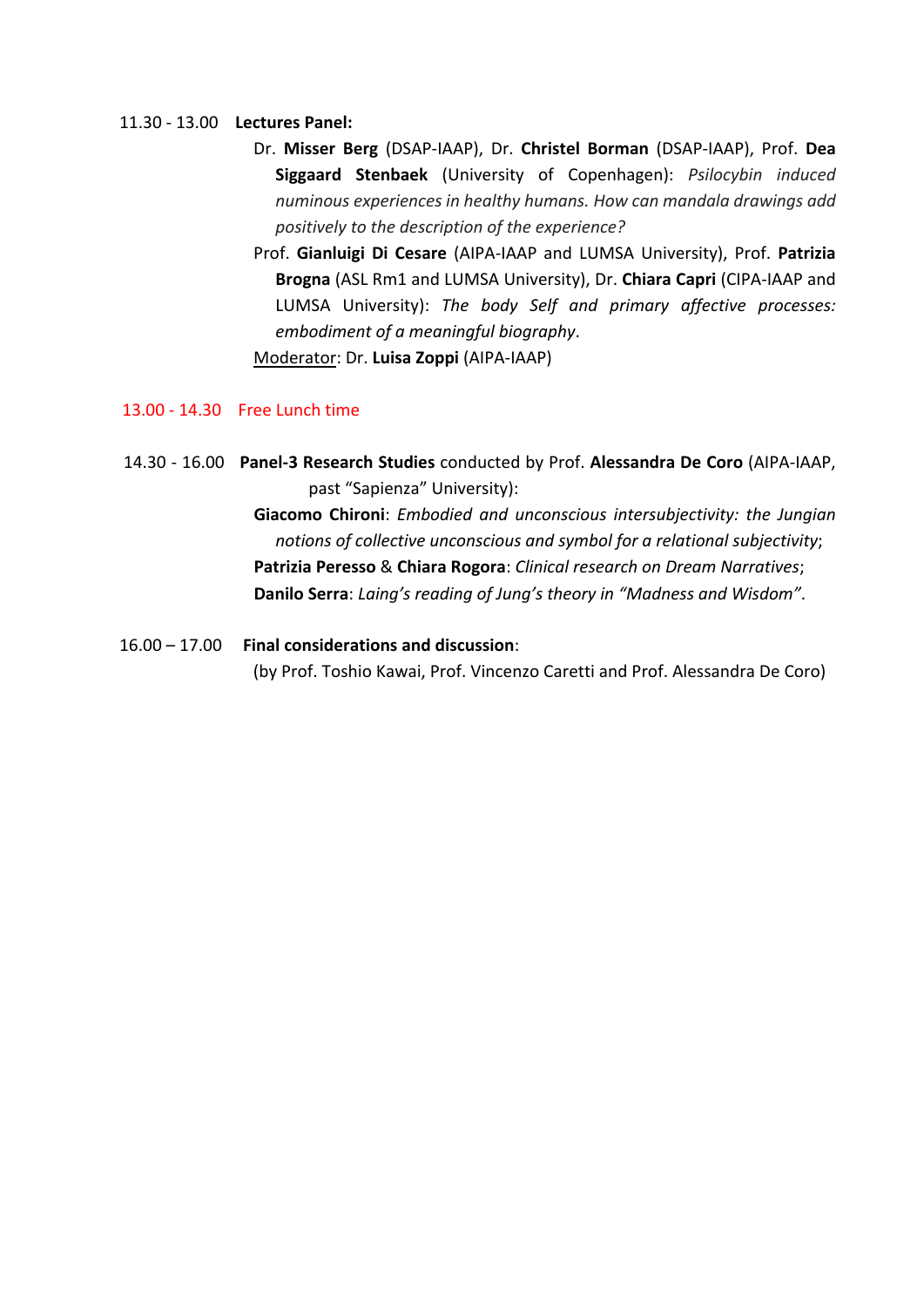11.30 - 13.00 **Lectures Panel:**

Dr. **Misser Berg** (DSAP-IAAP), Dr. **Christel Borman** (DSAP-IAAP), Prof. **Dea Siggaard Stenbaek** (University of Copenhagen): *Psilocybin induced numinous experiences in healthy humans. How can mandala drawings add positively to the description of the experience?*

Prof. **Gianluigi Di Cesare** (AIPA-IAAP and LUMSA University), Prof. **Patrizia Brogna** (ASL Rm1 and LUMSA University), Dr. **Chiara Capri** (CIPA-IAAP and LUMSA University): *The body Self and primary affective processes: embodiment of a meaningful biography*.

Moderator: Dr. **Luisa Zoppi** (AIPA-IAAP)

13.00 - 14.30 Free Lunch time

14.30 - 16.00 **Panel-3 Research Studies** conducted by Prof. **Alessandra De Coro** (AIPA-IAAP, past "Sapienza" University):

**Giacomo Chironi**: *Embodied and unconscious intersubjectivity: the Jungian notions of collective unconscious and symbol for a relational subjectivity*;

**Patrizia Peresso** & **Chiara Rogora**: *Clinical research on Dream Narratives*;

**Danilo Serra**: *Laing's reading of Jung's theory in "Madness and Wisdom"*.

16.00 – 17.00 **Final considerations and discussion**:

(by Prof. Toshio Kawai, Prof. Vincenzo Caretti and Prof. Alessandra De Coro)